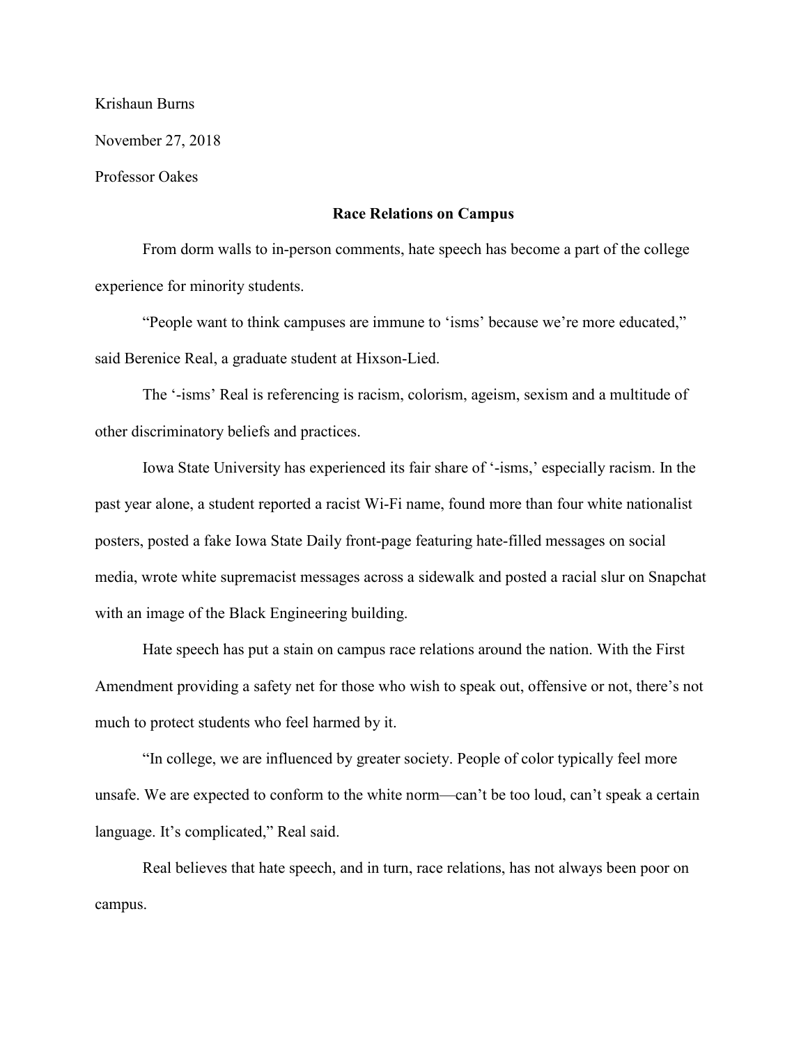Krishaun Burns

November 27, 2018

Professor Oakes

## Race Relations on Campus

From dorm walls to in-person comments, hate speech has become a part of the college experience for minority students.

"People want to think campuses are immune to 'isms' because we're more educated," said Berenice Real, a graduate student at Hixson-Lied.

The '-isms' Real is referencing is racism, colorism, ageism, sexism and a multitude of other discriminatory beliefs and practices.

Iowa State University has experienced its fair share of '-isms,' especially racism. In the past year alone, a student reported a racist Wi-Fi name, found more than four white nationalist posters, posted a fake Iowa State Daily front-page featuring hate-filled messages on social media, wrote white supremacist messages across a sidewalk and posted a racial slur on Snapchat with an image of the Black Engineering building.

Hate speech has put a stain on campus race relations around the nation. With the First Amendment providing a safety net for those who wish to speak out, offensive or not, there's not much to protect students who feel harmed by it.

"In college, we are influenced by greater society. People of color typically feel more unsafe. We are expected to conform to the white norm—can't be too loud, can't speak a certain language. It's complicated," Real said.

Real believes that hate speech, and in turn, race relations, has not always been poor on campus.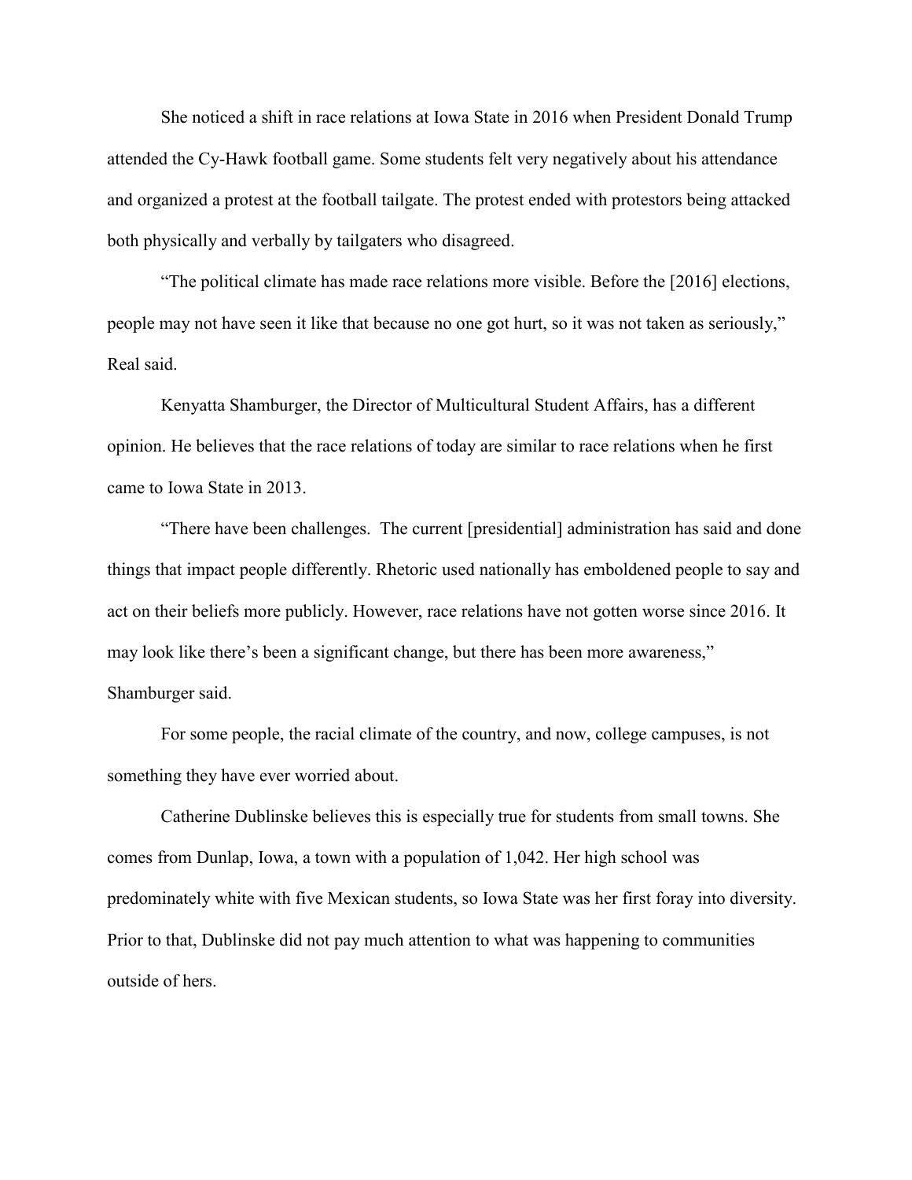She noticed a shift in race relations at Iowa State in 2016 when President Donald Trump attended the Cy-Hawk football game. Some students felt very negatively about his attendance and organized a protest at the football tailgate. The protest ended with protestors being attacked both physically and verbally by tailgaters who disagreed.

"The political climate has made race relations more visible. Before the [2016] elections, people may not have seen it like that because no one got hurt, so it was not taken as seriously," Real said.

Kenyatta Shamburger, the Director of Multicultural Student Affairs, has a different opinion. He believes that the race relations of today are similar to race relations when he first came to Iowa State in 2013.

"There have been challenges.  The current [presidential] administration has said and done things that impact people differently. Rhetoric used nationally has emboldened people to say and act on their beliefs more publicly. However, race relations have not gotten worse since 2016. It may look like there's been a significant change, but there has been more awareness," Shamburger said.

For some people, the racial climate of the country, and now, college campuses, is not something they have ever worried about.

Catherine Dublinske believes this is especially true for students from small towns. She comes from Dunlap, Iowa, a town with a population of 1,042. Her high school was predominately white with five Mexican students, so Iowa State was her first foray into diversity. Prior to that, Dublinske did not pay much attention to what was happening to communities outside of hers.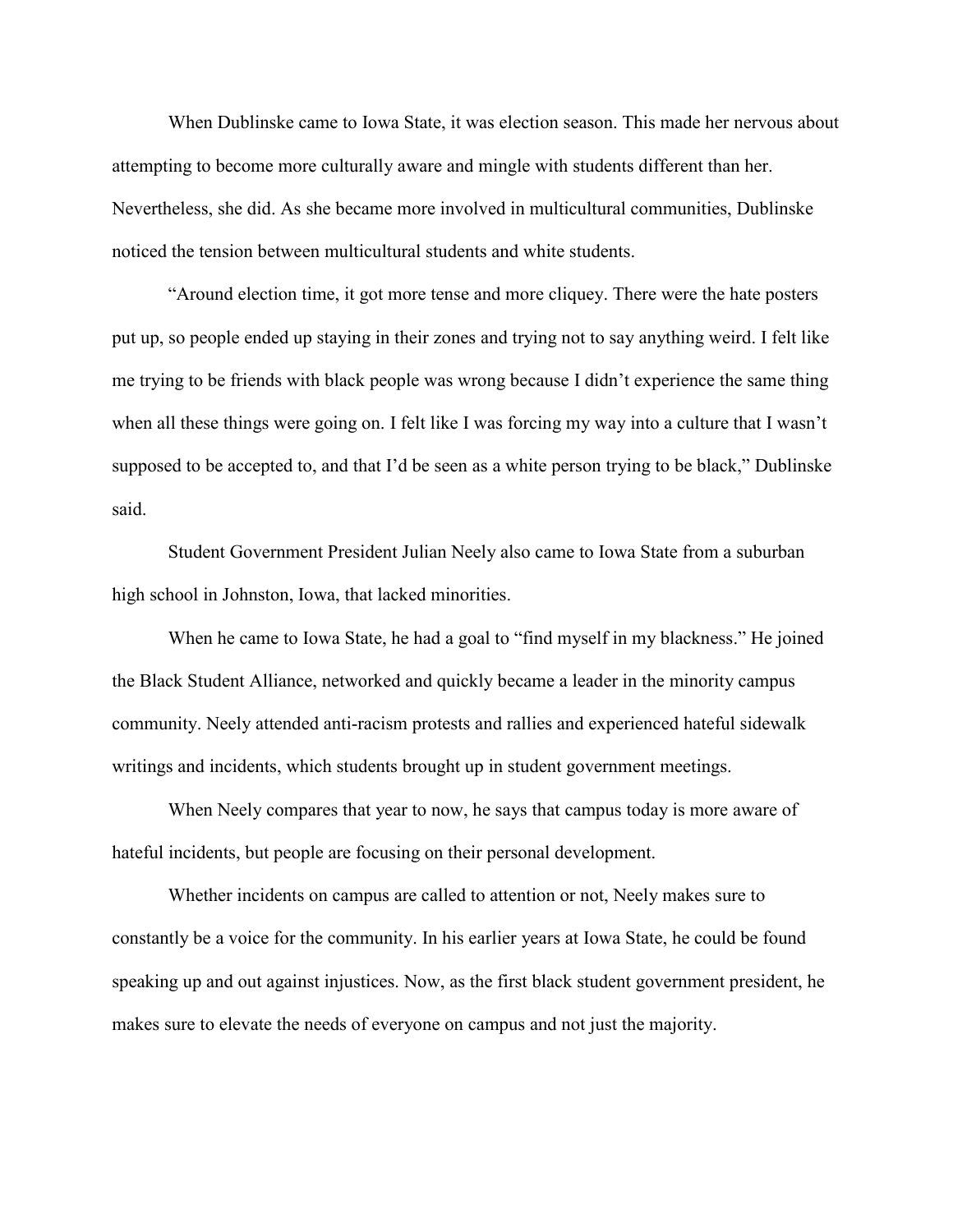When Dublinske came to Iowa State, it was election season. This made her nervous about attempting to become more culturally aware and mingle with students different than her. Nevertheless, she did. As she became more involved in multicultural communities, Dublinske noticed the tension between multicultural students and white students.

"Around election time, it got more tense and more cliquey. There were the hate posters put up, so people ended up staying in their zones and trying not to say anything weird. I felt like me trying to be friends with black people was wrong because I didn't experience the same thing when all these things were going on. I felt like I was forcing my way into a culture that I wasn't supposed to be accepted to, and that I'd be seen as a white person trying to be black," Dublinske said.

Student Government President Julian Neely also came to Iowa State from a suburban high school in Johnston, Iowa, that lacked minorities.

When he came to Iowa State, he had a goal to "find myself in my blackness." He joined the Black Student Alliance, networked and quickly became a leader in the minority campus community. Neely attended anti-racism protests and rallies and experienced hateful sidewalk writings and incidents, which students brought up in student government meetings.

When Neely compares that year to now, he says that campus today is more aware of hateful incidents, but people are focusing on their personal development.

Whether incidents on campus are called to attention or not, Neely makes sure to constantly be a voice for the community. In his earlier years at Iowa State, he could be found speaking up and out against injustices. Now, as the first black student government president, he makes sure to elevate the needs of everyone on campus and not just the majority.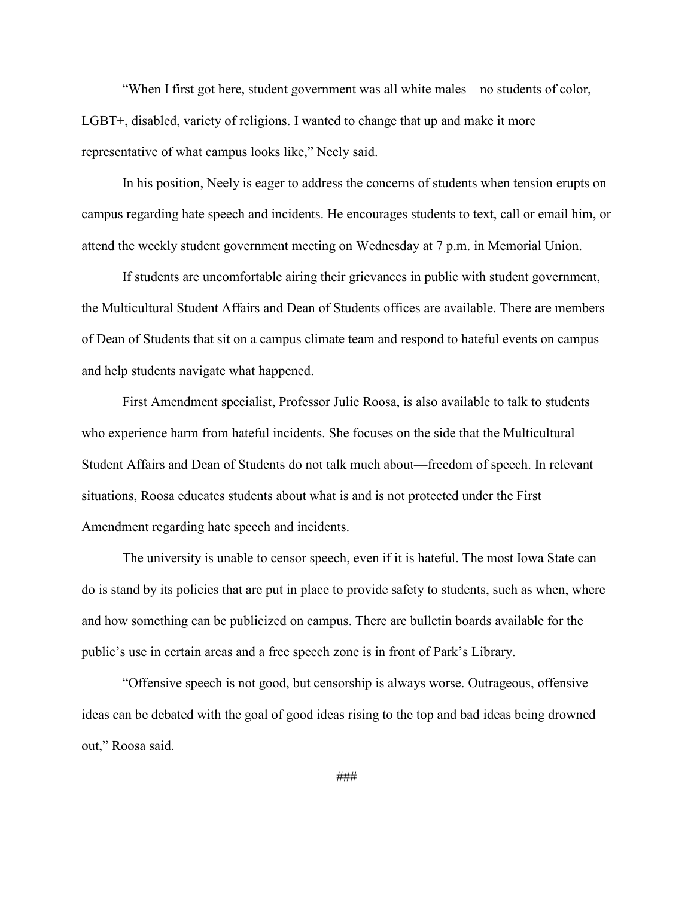"When I first got here, student government was all white males—no students of color, LGBT+, disabled, variety of religions. I wanted to change that up and make it more representative of what campus looks like," Neely said.

In his position, Neely is eager to address the concerns of students when tension erupts on campus regarding hate speech and incidents. He encourages students to text, call or email him, or attend the weekly student government meeting on Wednesday at 7 p.m. in Memorial Union.

If students are uncomfortable airing their grievances in public with student government, the Multicultural Student Affairs and Dean of Students offices are available. There are members of Dean of Students that sit on a campus climate team and respond to hateful events on campus and help students navigate what happened.

First Amendment specialist, Professor Julie Roosa, is also available to talk to students who experience harm from hateful incidents. She focuses on the side that the Multicultural Student Affairs and Dean of Students do not talk much about—freedom of speech. In relevant situations, Roosa educates students about what is and is not protected under the First Amendment regarding hate speech and incidents.

The university is unable to censor speech, even if it is hateful. The most Iowa State can do is stand by its policies that are put in place to provide safety to students, such as when, where and how something can be publicized on campus. There are bulletin boards available for the public's use in certain areas and a free speech zone is in front of Park's Library.

"Offensive speech is not good, but censorship is always worse. Outrageous, offensive ideas can be debated with the goal of good ideas rising to the top and bad ideas being drowned out," Roosa said.

###